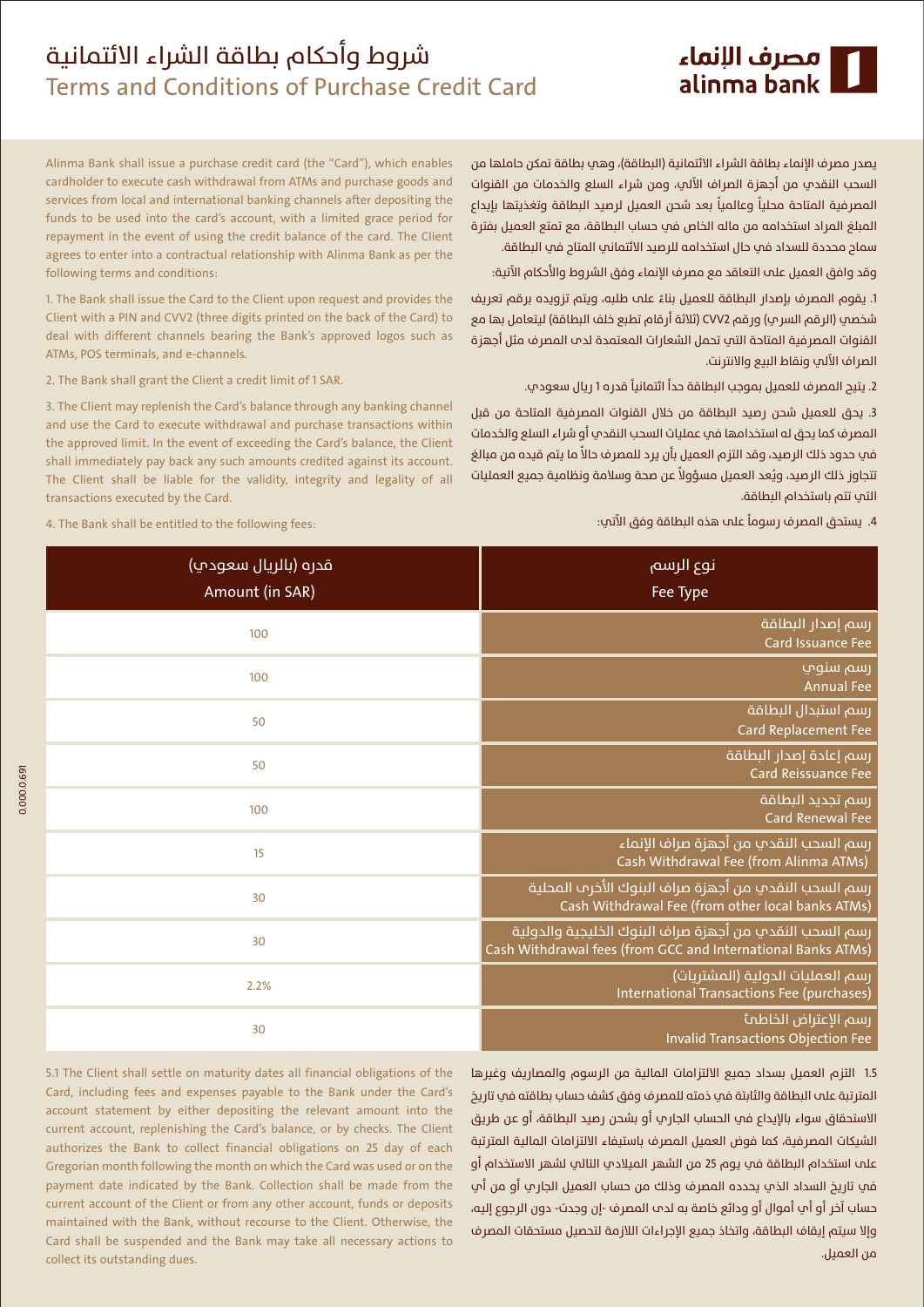# شروط وأحكام بطاقة الشراء الائتمانية
# Terms and Conditions of Purchase Credit Card

مصرف الإنماء
alinma bank

يصدر مصرف الإنماء بطاقة الشراء الائتمانية (البطاقة)، وهي بطاقة تمكن حاملها من السحب النقدي من أجهزة الصراف الآلي، ومن شراء السلع والخدمات من القنوات المصرفية المتاحة محلياً وعالمياً بعد شحن العميل لرصيد البطاقة وتغذيتها بإيداع المبلغ المراد استخدامه من ماله الخاص في حساب البطاقة، مع تمتع العميل بفترة سماح محددة للسداد في حال استخدامه للرصيد الائتماني المتاح في البطاقة.

وقد وافق العميل على التعاقد مع مصرف الإنماء وفق الشروط والأحكام الآتية:

1. يقوم المصرف بإصدار البطاقة للعميل بناءً على طلبه، ويتم تزويده برقم تعريف شخصي (الرقم السري) ورقم CVV2 (ثلاثة أرقام تطبع خلف البطاقة) ليتعامل بها مع القنوات المصرفية المتاحة التي تحمل الشعارات المعتمدة لدى المصرف مثل أجهزة الصراف الآلي ونقاط البيع والانترنت.

2. يتيح المصرف للعميل بموجب البطاقة حداً ائتمانياً قدره 1 ريال سعودي.

3. يحق للعميل شحن رصيد البطاقة من خلال القنوات المصرفية المتاحة من قبل المصرف كما يحق له استخدامها في عمليات السحب النقدي أو شراء السلع والخدمات في حدود ذلك الرصيد، وقد التزم العميل بأن يرد للمصرف حالاً ما يتم قيده من مبالغ تتجاوز ذلك الرصيد، ويُعد العميل مسؤولاً عن صحة وسلامة ونظامية جميع العمليات التي تتم باستخدام البطاقة.

4. يستحق المصرف رسوماً على هذه البطاقة وفق الآتي:

Alinma Bank shall issue a purchase credit card (the "Card"), which enables cardholder to execute cash withdrawal from ATMs and purchase goods and services from local and international banking channels after depositing the funds to be used into the card's account, with a limited grace period for repayment in the event of using the credit balance of the card. The Client agrees to enter into a contractual relationship with Alinma Bank as per the following terms and conditions:

1. The Bank shall issue the Card to the Client upon request and provides the Client with a PIN and CVV2 (three digits printed on the back of the Card) to deal with different channels bearing the Bank's approved logos such as ATMs, POS terminals, and e-channels.

2. The Bank shall grant the Client a credit limit of 1 SAR.

3. The Client may replenish the Card's balance through any banking channel and use the Card to execute withdrawal and purchase transactions within the approved limit. In the event of exceeding the Card's balance, the Client shall immediately pay back any such amounts credited against its account. The Client shall be liable for the validity, integrity and legality of all transactions executed by the Card.

4. The Bank shall be entitled to the following fees:

| نوع الرسم<br>Fee Type | قدره (بالريال سعودي)<br>Amount (in SAR) |
|---|---|
| رسم إصدار البطاقة<br>Card Issuance Fee | 100 |
| رسم سنوي<br>Annual Fee | 100 |
| رسم استبدال البطاقة<br>Card Replacement Fee | 50 |
| رسم إعادة إصدار البطاقة<br>Card Reissuance Fee | 50 |
| رسم تجديد البطاقة<br>Card Renewal Fee | 100 |
| رسم السحب النقدي من أجهزة صراف الإنماء<br>Cash Withdrawal Fee (from Alinma ATMs) | 15 |
| رسم السحب النقدي من أجهزة صراف البنوك الأخرى المحلية<br>Cash Withdrawal Fee (from other local banks ATMs) | 30 |
| رسم السحب النقدي من أجهزة صراف البنوك الخليجية والدولية<br>Cash Withdrawal fees (from GCC and International Banks ATMs) | 30 |
| رسم العمليات الدولية (المشتريات)<br>International Transactions Fee (purchases) | 2.2% |
| رسم الإعتراض الخاطئ<br>Invalid Transactions Objection Fee | 30 |

1.5 التزم العميل بسداد جميع الالتزامات المالية من الرسوم والمصاريف وغيرها المترتبة على البطاقة والثابتة في ذمته للمصرف وفق كشف حساب بطاقته في تاريخ الاستحقاق سواء بالإيداع في الحساب الجاري أو بشحن رصيد البطاقة، أو عن طريق الشيكات المصرفية، كما فوض العميل المصرف باستيفاء الالتزامات المالية المترتبة على استخدام البطاقة في يوم 25 من الشهر الميلادي التالي لشهر الاستخدام أو في تاريخ السداد الذي يحدده المصرف وذلك من حساب العميل الجاري أو من أي حساب آخر أو أي أموال أو ودائع خاصة به لدى المصرف -إن وجدت- دون الرجوع إليه، وإلا سيتم إيقاف البطاقة، واتخاذ جميع الإجراءات اللازمة لتحصيل مستحقات المصرف من العميل.

5.1 The Client shall settle on maturity dates all financial obligations of the Card, including fees and expenses payable to the Bank under the Card's account statement by either depositing the relevant amount into the current account, replenishing the Card's balance, or by checks. The Client authorizes the Bank to collect financial obligations on 25 day of each Gregorian month following the month on which the Card was used or on the payment date indicated by the Bank. Collection shall be made from the current account of the Client or from any other account, funds or deposits maintained with the Bank, without recourse to the Client. Otherwise, the Card shall be suspended and the Bank may take all necessary actions to collect its outstanding dues.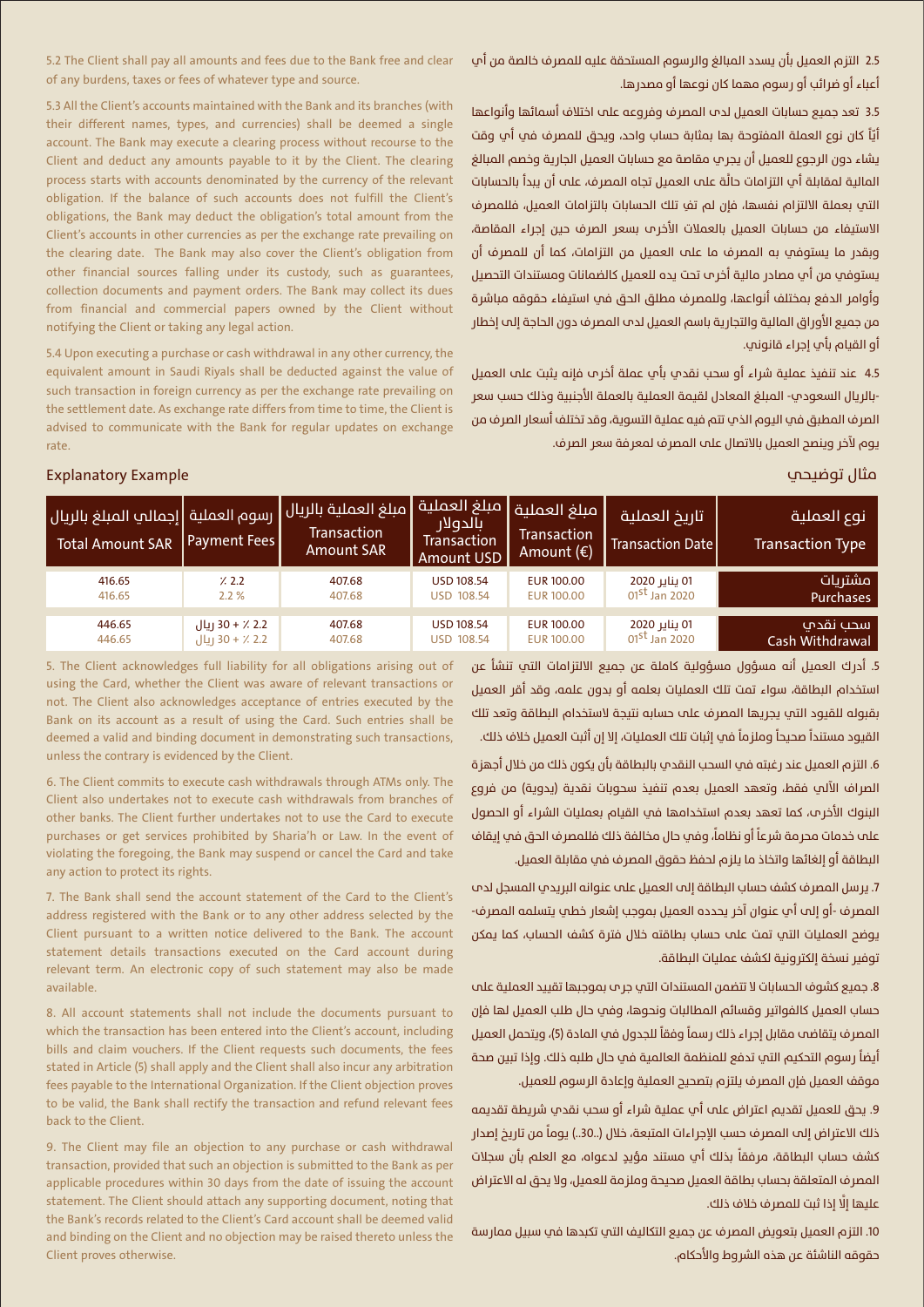5.2 The Client shall pay all amounts and fees due to the Bank free and clear of any burdens, taxes or fees of whatever type and source.

2.5 التزم العميل بأن يسدد المبالغ والرسوم المستحقة عليه للمصرف خالصة من أي أعباء أو ضرائب أو رسوم مهما كان نوعها أو مصدرها.

5.3 All the Client's accounts maintained with the Bank and its branches (with their different names, types, and currencies) shall be deemed a single account. The Bank may execute a clearing process without recourse to the Client and deduct any amounts payable to it by the Client. The clearing process starts with accounts denominated by the currency of the relevant obligation. If the balance of such accounts does not fulfill the Client's obligations, the Bank may deduct the obligation's total amount from the Client's accounts in other currencies as per the exchange rate prevailing on the clearing date. The Bank may also cover the Client's obligation from other financial sources falling under its custody, such as guarantees, collection documents and payment orders. The Bank may collect its dues from financial and commercial papers owned by the Client without notifying the Client or taking any legal action.

3.5 تعد جميع حسابات العميل لدى المصرف وفروعه على اختلاف أسمائها وأنواعها أيّاً كان نوع العملة المفتوحة بها بمثابة حساب واحد، ويحق للمصرف في أي وقت يشاء دون الرجوع للعميل أن يجري مقاصة مع حسابات العميل الجارية وخصم المبالغ المالية لمقابلة أي التزامات حالّة على العميل تجاه المصرف، على أن يبدأ بالحسابات التي بعملة الالتزام نفسها، فإن لم تفِ تلك الحسابات بالتزامات العميل، فللمصرف الاستيفاء من حسابات العميل بالعملات الأخرى بسعر الصرف حين إجراء المقاصة، وبقدر ما يستوفي به المصرف ما على العميل من التزامات، كما أن للمصرف أن يستوفي من أي مصادر مالية أخرى تحت يده للعميل كالضمانات ومستندات التحصيل وأوامر الدفع بمختلف أنواعها، وللمصرف مطلق الحق في استيفاء حقوقه مباشرة من جميع الأوراق المالية والتجارية باسم العميل لدى المصرف دون الحاجة إلى إخطار أو القيام بأي إجراء قانوني.

5.4 Upon executing a purchase or cash withdrawal in any other currency, the equivalent amount in Saudi Riyals shall be deducted against the value of such transaction in foreign currency as per the exchange rate prevailing on the settlement date. As exchange rate differs from time to time, the Client is advised to communicate with the Bank for regular updates on exchange rate.

4.5 عند تنفيذ عملية شراء أو سحب نقدي بأي عملة أخرى فإنه يثبت على العميل -بالريال السعودي- المبلغ المعادل لقيمة العملية بالعملة الأجنبية وذلك حسب سعر الصرف المطبق في اليوم الذي تتم فيه عملية التسوية، وقد تختلف أسعار الصرف من يوم لآخر وينصح العميل بالاتصال على المصرف لمعرفة سعر الصرف.

## Explanatory Example / مثال توضيحي

| إجمالي المبلغ بالريال Total Amount SAR | رسوم العملية Payment Fees | مبلغ العملية بالريال Transaction Amount SAR | مبلغ العملية بالدولار Transaction Amount USD | مبلغ العملية Transaction Amount (€) | تاريخ العملية Transaction Date | نوع العملية Transaction Type |
|---|---|---|---|---|---|---|
| 416.65 | ٪ 2.2 | 407.68 | USD 108.54 | EUR 100.00 | 01 يناير 2020 | مشتريات |
| 416.65 | 2.2 % | 407.68 | USD 108.54 | EUR 100.00 | 01st Jan 2020 | Purchases |
| 446.65 | 2.2 ٪ + 30 ريال | 407.68 | USD 108.54 | EUR 100.00 | 01 يناير 2020 | سحب نقدي |
| 446.65 | 2.2 ٪ + 30 ريال | 407.68 | USD 108.54 | EUR 100.00 | 01st Jan 2020 | Cash Withdrawal |

5. The Client acknowledges full liability for all obligations arising out of using the Card, whether the Client was aware of relevant transactions or not. The Client also acknowledges acceptance of entries executed by the Bank on its account as a result of using the Card. Such entries shall be deemed a valid and binding document in demonstrating such transactions, unless the contrary is evidenced by the Client.

5. أدرك العميل أنه مسؤول مسؤولية كاملة عن جميع الالتزامات التي تنشأ عن استخدام البطاقة، سواء تمت تلك العمليات بعلمه أو بدون علمه، وقد أقر العميل بقبوله للقيود التي يجريها المصرف على حسابه نتيجة لاستخدام البطاقة وتعد تلك القيود مستنداً صحيحاً وملزماً في إثبات تلك العمليات، إلا إن أثبت العميل خلاف ذلك.

6. The Client commits to execute cash withdrawals through ATMs only. The Client also undertakes not to execute cash withdrawals from branches of other banks. The Client further undertakes not to use the Card to execute purchases or get services prohibited by Sharia'h or Law. In the event of violating the foregoing, the Bank may suspend or cancel the Card and take any action to protect its rights.

6. التزم العميل عند رغبته في السحب النقدي بالبطاقة بأن يكون ذلك من خلال أجهزة الصراف الآلي فقط، وتعهد العميل بعدم تنفيذ سحوبات نقدية (يدوية) من فروع البنوك الأخرى، كما تعهد بعدم استخدامها في القيام بعمليات الشراء أو الحصول على خدمات محرمة شرعاً أو نظاماً، وفي حال مخالفة ذلك فللمصرف الحق في إيقاف البطاقة أو إلغائها واتخاذ ما يلزم لحفظ حقوق المصرف في مقابلة العميل.

7. The Bank shall send the account statement of the Card to the Client's address registered with the Bank or to any other address selected by the Client pursuant to a written notice delivered to the Bank. The account statement details transactions executed on the Card account during relevant term. An electronic copy of such statement may also be made available.

7. يرسل المصرف كشف حساب البطاقة إلى العميل على عنوانه البريدي المسجل لدى المصرف -أو إلى أي عنوان آخر يحدده العميل بموجب إشعار خطي يتسلمه المصرف- يوضح العمليات التي تمت على حساب بطاقته خلال فترة كشف الحساب، كما يمكن توفير نسخة إلكترونية لكشف عمليات البطاقة.

8. All account statements shall not include the documents pursuant to which the transaction has been entered into the Client's account, including bills and claim vouchers. If the Client requests such documents, the fees stated in Article (5) shall apply and the Client shall also incur any arbitration fees payable to the International Organization. If the Client objection proves to be valid, the Bank shall rectify the transaction and refund relevant fees back to the Client.

8. جميع كشوف الحسابات لا تتضمن المستندات التي جرى بموجبها تقييد العملية على حساب العميل كالفواتير وقسائم المطالبات ونحوها، وفي حال طلب العميل لها فإن المصرف يتقاضى مقابل إجراء ذلك رسماً وفقاً للجدول في المادة (5)، ويتحمل العميل أيضاً رسوم التحكيم التي تدفع للمنظمة العالمية في حال طلبه ذلك، وإذا تبين صحة موقف العميل فإن المصرف يلتزم بتصحيح العملية وإعادة الرسوم للعميل.

9. The Client may file an objection to any purchase or cash withdrawal transaction, provided that such an objection is submitted to the Bank as per applicable procedures within 30 days from the date of issuing the account statement. The Client should attach any supporting document, noting that the Bank's records related to the Client's Card account shall be deemed valid and binding on the Client and no objection may be raised thereto unless the Client proves otherwise.

9. يحق للعميل تقديم اعتراض على أي عملية شراء أو سحب نقدي شريطة تقديمه ذلك الاعتراض إلى المصرف حسب الإجراءات المتبعة، خلال (..30..) يوماً من تاريخ إصدار كشف حساب البطاقة، مرفقاً بذلك أي مستند مؤيد لدعواه، مع العلم بأن سجلات المصرف المتعلقة بحساب بطاقة العميل صحيحة وملزمة للعميل، ولا يحق له الاعتراض عليها إلّا إذا ثبت للمصرف خلاف ذلك.

10. التزم العميل بتعويض المصرف عن جميع التكاليف التي تكبدها في سبيل ممارسة حقوقه الناشئة عن هذه الشروط والأحكام.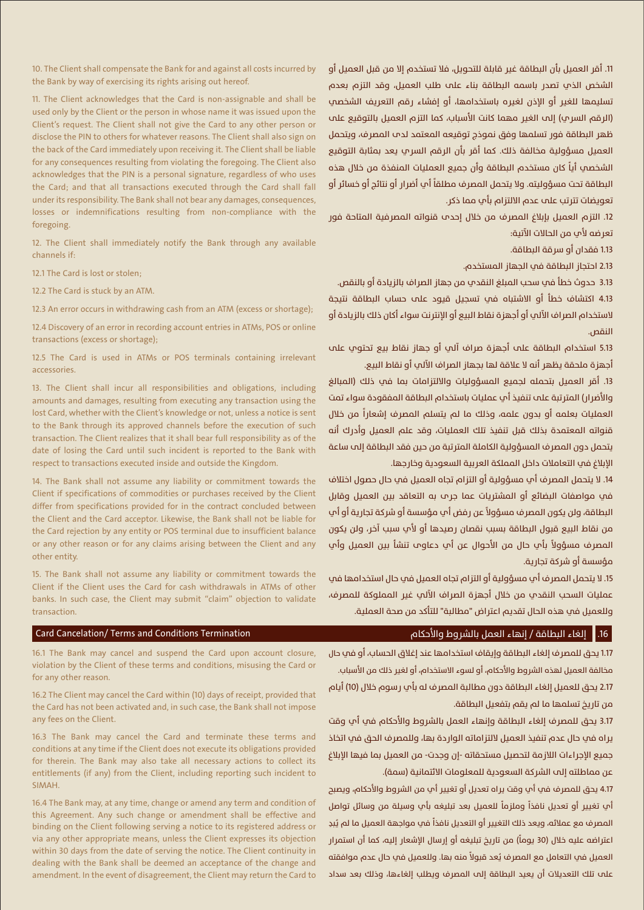10. The Client shall compensate the Bank for and against all costs incurred by the Bank by way of exercising its rights arising out hereof.

11. The Client acknowledges that the Card is non-assignable and shall be used only by the Client or the person in whose name it was issued upon the Client's request. The Client shall not give the Card to any other person or disclose the PIN to others for whatever reasons. The Client shall also sign on the back of the Card immediately upon receiving it. The Client shall be liable for any consequences resulting from violating the foregoing. The Client also acknowledges that the PIN is a personal signature, regardless of who uses the Card; and that all transactions executed through the Card shall fall under its responsibility. The Bank shall not bear any damages, consequences, losses or indemnifications resulting from non-compliance with the foregoing.

12. The Client shall immediately notify the Bank through any available channels if:

12.1 The Card is lost or stolen;

12.2 The Card is stuck by an ATM.

12.3 An error occurs in withdrawing cash from an ATM (excess or shortage);

12.4 Discovery of an error in recording account entries in ATMs, POS or online transactions (excess or shortage);

12.5 The Card is used in ATMs or POS terminals containing irrelevant accessories.

13. The Client shall incur all responsibilities and obligations, including amounts and damages, resulting from executing any transaction using the lost Card, whether with the Client's knowledge or not, unless a notice is sent to the Bank through its approved channels before the execution of such transaction. The Client realizes that it shall bear full responsibility as of the date of losing the Card until such incident is reported to the Bank with respect to transactions executed inside and outside the Kingdom.

14. The Bank shall not assume any liability or commitment towards the Client if specifications of commodities or purchases received by the Client differ from specifications provided for in the contract concluded between the Client and the Card acceptor. Likewise, the Bank shall not be liable for the Card rejection by any entity or POS terminal due to insufficient balance or any other reason or for any claims arising between the Client and any other entity.

15. The Bank shall not assume any liability or commitment towards the Client if the Client uses the Card for cash withdrawals in ATMs of other banks. In such case, the Client may submit "claim" objection to validate transaction.

## Card Cancelation/ Terms and Conditions Termination

16.1 The Bank may cancel and suspend the Card upon account closure, violation by the Client of these terms and conditions, misusing the Card or for any other reason.

16.2 The Client may cancel the Card within (10) days of receipt, provided that the Card has not been activated and, in such case, the Bank shall not impose any fees on the Client.

16.3 The Bank may cancel the Card and terminate these terms and conditions at any time if the Client does not execute its obligations provided for therein. The Bank may also take all necessary actions to collect its entitlements (if any) from the Client, including reporting such incident to SIMAH.

16.4 The Bank may, at any time, change or amend any term and condition of this Agreement. Any such change or amendment shall be effective and binding on the Client following serving a notice to its registered address or via any other appropriate means, unless the Client expresses its objection within 30 days from the date of serving the notice. The Client continuity in dealing with the Bank shall be deemed an acceptance of the change and amendment. In the event of disagreement, the Client may return the Card to

11. أقر العميل بأن البطاقة غير قابلة للتحويل، فلا تستخدم إلا من قبل العميل أو الشخص الذي تصدر باسمه البطاقة بناء على طلب العميل، وقد التزم بعدم تسليمها للغير أو الإذن لغيره باستخدامها، أو إفشاء رقم التعريف الشخصي (الرقم السري) إلى الغير مهما كانت الأسباب، كما التزم العميل بالتوقيع على ظهر البطاقة فور تسلمها وفق نموذج توقيعه المعتمد لدى المصرف، ويتحمل العميل مسؤولية مخالفة ذلك. كما أقر بأن الرقم السري يعد بمثابة التوقيع الشخصي أياً كان مستخدم البطاقة وأن جميع العمليات المنفذة من خلال هذه البطاقة تحت مسؤوليته. ولا يتحمل المصرف مطلقاً أي أضرار أو نتائج أو خسائر أو تعويضات تترتب على عدم الالتزام بأي مما ذكر.

12. التزم العميل بإبلاغ المصرف من خلال إحدى قنواته المصرفية المتاحة فور تعرضه لأي من الحالات الآتية:

1.13 فقدان أو سرقة البطاقة.

2.13 احتجاز البطاقة في الجهاز المستخدم.

3.13 حدوث خطأ في سحب المبلغ النقدي من جهاز الصراف بالزيادة أو بالنقص.

4.13 اكتشاف خطأ أو الاشتباه في تسجيل قيود على حساب البطاقة نتيجة لاستخدام الصراف الآلي أو أجهزة نقاط البيع أو الإنترنت سواء أكان ذلك بالزيادة أو النقص.

5.13 استخدام البطاقة على أجهزة صراف آلي أو جهاز نقاط بيع تحتوي على أجهزة ملحقة يظهر أنه لا علاقة لها بجهاز الصراف الآلي أو نقاط البيع.

13. أقر العميل بتحمله لجميع المسؤوليات والالتزامات بما في ذلك (المبالغ والأضرار) المترتبة على تنفيذ أي عمليات باستخدام البطاقة المفقودة سواء تمت العمليات بعلمه أو بدون علمه، وذلك ما لم يتسلم المصرف إشعاراً من خلال قنواته المعتمدة بذلك قبل تنفيذ تلك العمليات، وقد علم العميل وأدرك أنه يتحمل دون المصرف المسؤولية الكاملة المترتبة من حين فقد البطاقة إلى ساعة الإبلاغ في التعاملات داخل المملكة العربية السعودية وخارجها.

14. لا يتحمل المصرف أي مسؤولية أو التزام تجاه العميل في حال حصول اختلاف في مواصفات البضائع أو المشتريات عما جرى به التعاقد بين العميل وقابل البطاقة، ولن يكون المصرف مسؤولاً عن رفض أي مؤسسة أو شركة تجارية أو أي من نقاط البيع قبول البطاقة بسبب نقصان رصيدها أو لأي سبب آخر، ولن يكون المصرف مسؤولاً بأي حال من الأحوال عن أي دعاوى تنشأ بين العميل وأي مؤسسة أو شركة تجارية.

15. لا يتحمل المصرف أي مسؤولية أو التزام تجاه العميل في حال استخدامها في عمليات السحب النقدي من خلال أجهزة الصراف الآلي غير المملوكة للمصرف، وللعميل في هذه الحال تقديم اعتراض "مطالبة" للتأكد من صحة العملية.

## 16. إلغاء البطاقة / إنهاء العمل بالشروط والأحكام

1.17 يحق للمصرف إلغاء البطاقة وإيقاف استخدامها عند إغلاق الحساب، أو في حال مخالفة العميل لهذه الشروط والأحكام، أو لسوء الاستخدام، أو لغير ذلك من الأسباب.

2.17 يحق للعميل إلغاء البطاقة دون مطالبة المصرف له بأي رسوم خلال (10) أيام من تاريخ تسلمها ما لم يقم بتفعيل البطاقة.

3.17 يحق للمصرف إلغاء البطاقة وإنهاء العمل بالشروط والأحكام في أي وقت يراه في حال عدم تنفيذ العميل لالتزاماته الواردة بها، وللمصرف الحق في اتخاذ جميع الإجراءات اللازمة لتحصيل مستحقاته -إن وجدت- من العميل بما فيها الإبلاغ عن مماطلته إلى الشركة السعودية للمعلومات الائتمانية (سمة).

4.17 يحق للمصرف في أي وقت يراه تعديل أو تغيير أي من الشروط والأحكام، ويصبح أي تغيير أو تعديل نافذاً وملزماً للعميل بعد تبليغه بأي وسيلة من وسائل تواصل المصرف مع عملائه، ويعد ذلك التغيير أو التعديل نافذاً في مواجهة العميل ما لم يُبدِ اعتراضه عليه خلال (30 يوماً) من تاريخ تبليغه أو إرسال الإشعار إليه، كما أن استمرار العميل في التعامل مع المصرف يُعد قبولاً منه بها. وللعميل في حال عدم موافقته على تلك التعديلات أن يعيد البطاقة إلى المصرف ويطلب إلغاءها، وذلك بعد سداد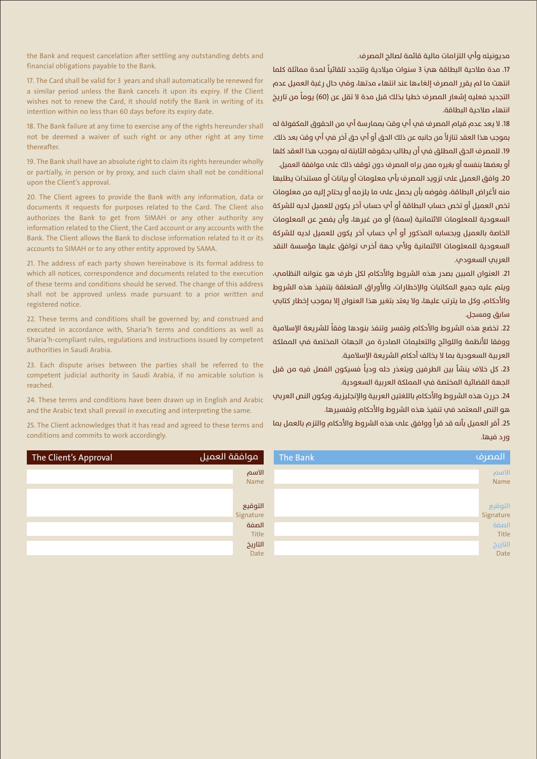the Bank and request cancelation after settling any outstanding debts and financial obligations payable to the Bank.

17. The Card shall be valid for 3 years and shall automatically be renewed for a similar period unless the Bank cancels it upon its expiry. If the Client wishes not to renew the Card, it should notify the Bank in writing of its intention within no less than 60 days before its expiry date.

18. The Bank failure at any time to exercise any of the rights hereunder shall not be deemed a waiver of such right or any other right at any time thereafter.

19. The Bank shall have an absolute right to claim its rights hereunder wholly or partially, in person or by proxy, and such claim shall not be conditional upon the Client's approval.

20. The Client agrees to provide the Bank with any information, data or documents it requests for purposes related to the Card. The Client also authorizes the Bank to get from SIMAH or any other authority any information related to the Client, the Card account or any accounts with the Bank. The Client allows the Bank to disclose information related to it or its accounts to SIMAH or to any other entity approved by SAMA.

21. The address of each party shown hereinabove is its formal address to which all notices, correspondence and documents related to the execution of these terms and conditions should be served. The change of this address shall not be approved unless made pursuant to a prior written and registered notice.

22. These terms and conditions shall be governed by; and construed and executed in accordance with, Sharia'h terms and conditions as well as Sharia'h-compliant rules, regulations and instructions issued by competent authorities in Saudi Arabia.

23. Each dispute arises between the parties shall be referred to the competent judicial authority in Saudi Arabia, if no amicable solution is reached.

24. These terms and conditions have been drawn up in English and Arabic and the Arabic text shall prevail in executing and interpreting the same.

25. The Client acknowledges that it has read and agreed to these terms and conditions and commits to work accordingly.

مديونيته وأي التزامات مالية قائمة لصالح المصرف.

17. مدة صلاحية البطاقة هيّ 3 سنوات ميلادية وتتجدد تلقائياً لمدة مماثلة كلما انتهت ما لم يقرر المصرف إلغاءها عند انتهاء مدتها، وفي حال رغبة العميل عدم التجديد فعليه إشعار المصرف خطيا بذلك قبل مدة لا تقل عن (60) يوماً من تاريخ انتهاء صلاحية البطاقة.

18. لا يعد عدم قيام المصرف في أي وقت بممارسة أي من الحقوق المكفولة له بموجب هذا العقد تنازلاً من جانبه عن ذلك الحق أو أي حق آخر في أي وقت بعد ذلك.

19. للمصرف الحق المطلق في أن يطالب بحقوقه الثابتة له بموجب هذا العقد كلها أو بعضها بنفسه أو بغيره ممن يراه المصرف دون توقف ذلك على موافقة العميل.

20. وافق العميل على تزويد المصرف بأي معلومات أو بيانات أو مستندات يطلبها منه لأغراض البطاقة، وفوضه بأن يحصل على ما يلزمه أو يحتاج إليه من معلومات تخص العميل أو تخص حساب البطاقة أو أي حساب آخر يكون للعميل لديه للشركة السعودية للمعلومات الائتمانية (سمة) أو من غيرها، وأن يفصح عن المعلومات الخاصة بالعميل وبحسابه المذكور أو أي حساب آخر يكون للعميل لديه للشركة السعودية للمعلومات الائتمانية ولأي جهة أخرى توافق عليها مؤسسة النقد العربي السعودي.

21. العنوان المبين بصدر هذه الشروط والأحكام لكل طرف هو عنوانه النظامي، ويتم عليه جميع المكاتبات والإخطارات، والأوراق المتعلقة بتنفيذ هذه الشروط والأحكام، وكل ما يترتب عليها، ولا يعتد بتغير هذا العنوان إلا بموجب إخطار كتابي سابق ومسجل.

22. تخضع هذه الشروط والأحكام وتفسر وتنفذ بنودها وفقاً للشريعة الإسلامية ووفقا للأنظمة واللوائح والتعليمات الصادرة من الجهات المختصة في المملكة العربية السعودية بما لا يخالف أحكام الشريعة الإسلامية.

23. كل خلاف ينشأ بين الطرفين ويتعذر حله ودياً فسيكون الفصل فيه من قبل الجهة القضائية المختصة في المملكة العربية السعودية.

24. حررت هذه الشروط والأحكام باللغتين العربية والإنجليزية، ويكون النص العربي هو النص المعتمد في تنفيذ هذه الشروط والأحكام وتفسيرها.

25. أقر العميل بأنه قد قرأ ووافق على هذه الشروط والأحكام والتزم بالعمل بما ورد فيها.

| The Client's Approval | موافقة العميل |
|---|---|
| | الاسم Name |
| | التوقيع Signature |
| | الصفة Title |
| | التاريخ Date |

| The Bank | المصرف |
|---|---|
| | الاسم Name |
| | التوقيع Signature |
| | الصفة Title |
| | التاريخ Date |